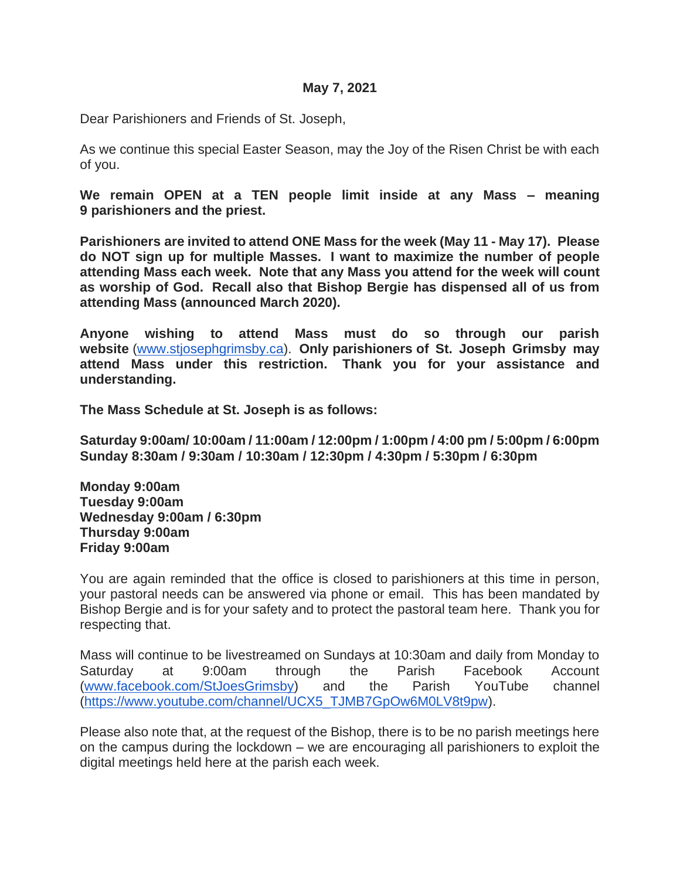**May 7, 2021**

Dear Parishioners and Friends of St. Joseph,

As we continue this special Easter Season, may the Joy of the Risen Christ be with each of you.

**We remain OPEN at a TEN people limit inside at any Mass – meaning 9 parishioners and the priest.**

**Parishioners are invited to attend ONE Mass for the week (May 11 - May 17). Please do NOT sign up for multiple Masses. I want to maximize the number of people attending Mass each week. Note that any Mass you attend for the week will count as worship of God. Recall also that Bishop Bergie has dispensed all of us from attending Mass (announced March 2020).**

**Anyone wishing to attend Mass must do so through our parish website** (www.stjosephgrimsby.ca). **Only parishioners of St. Joseph Grimsby may attend Mass under this restriction. Thank you for your assistance and understanding.**

**The Mass Schedule at St. Joseph is as follows:**

**Saturday 9:00am/ 10:00am / 11:00am / 12:00pm / 1:00pm / 4:00 pm / 5:00pm / 6:00pm**
**Sunday 8:30am / 9:30am / 10:30am / 12:30pm / 4:30pm / 5:30pm / 6:30pm**

**Monday 9:00am**
**Tuesday 9:00am**
**Wednesday 9:00am / 6:30pm**
**Thursday 9:00am**
**Friday 9:00am**

You are again reminded that the office is closed to parishioners at this time in person, your pastoral needs can be answered via phone or email. This has been mandated by Bishop Bergie and is for your safety and to protect the pastoral team here. Thank you for respecting that.

Mass will continue to be livestreamed on Sundays at 10:30am and daily from Monday to Saturday at 9:00am through the Parish Facebook Account (www.facebook.com/StJoesGrimsby) and the Parish YouTube channel (https://www.youtube.com/channel/UCX5_TJMB7GpOw6M0LV8t9pw).

Please also note that, at the request of the Bishop, there is to be no parish meetings here on the campus during the lockdown – we are encouraging all parishioners to exploit the digital meetings held here at the parish each week.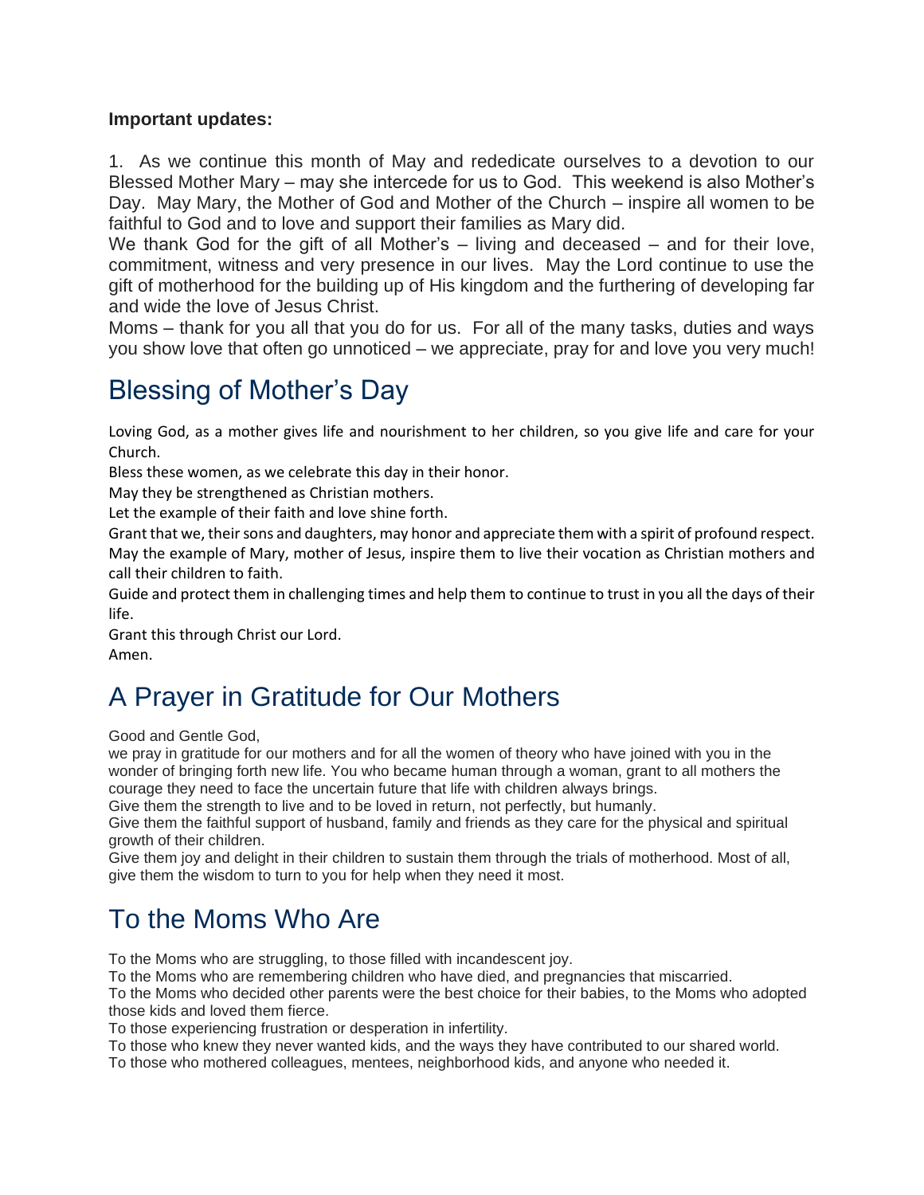**Important updates:**

1. As we continue this month of May and rededicate ourselves to a devotion to our Blessed Mother Mary – may she intercede for us to God. This weekend is also Mother's Day. May Mary, the Mother of God and Mother of the Church – inspire all women to be faithful to God and to love and support their families as Mary did.

We thank God for the gift of all Mother's – living and deceased – and for their love, commitment, witness and very presence in our lives. May the Lord continue to use the gift of motherhood for the building up of His kingdom and the furthering of developing far and wide the love of Jesus Christ.

Moms – thank for you all that you do for us. For all of the many tasks, duties and ways you show love that often go unnoticed – we appreciate, pray for and love you very much!

## Blessing of Mother's Day

Loving God, as a mother gives life and nourishment to her children, so you give life and care for your Church.

Bless these women, as we celebrate this day in their honor.

May they be strengthened as Christian mothers.

Let the example of their faith and love shine forth.

Grant that we, their sons and daughters, may honor and appreciate them with a spirit of profound respect.

May the example of Mary, mother of Jesus, inspire them to live their vocation as Christian mothers and call their children to faith.

Guide and protect them in challenging times and help them to continue to trust in you all the days of their life.

Grant this through Christ our Lord.

Amen.

## A Prayer in Gratitude for Our Mothers

Good and Gentle God,

we pray in gratitude for our mothers and for all the women of theory who have joined with you in the wonder of bringing forth new life. You who became human through a woman, grant to all mothers the courage they need to face the uncertain future that life with children always brings.

Give them the strength to live and to be loved in return, not perfectly, but humanly.

Give them the faithful support of husband, family and friends as they care for the physical and spiritual growth of their children.

Give them joy and delight in their children to sustain them through the trials of motherhood. Most of all, give them the wisdom to turn to you for help when they need it most.

## To the Moms Who Are

To the Moms who are struggling, to those filled with incandescent joy.

To the Moms who are remembering children who have died, and pregnancies that miscarried.

To the Moms who decided other parents were the best choice for their babies, to the Moms who adopted those kids and loved them fierce.

To those experiencing frustration or desperation in infertility.

To those who knew they never wanted kids, and the ways they have contributed to our shared world.

To those who mothered colleagues, mentees, neighborhood kids, and anyone who needed it.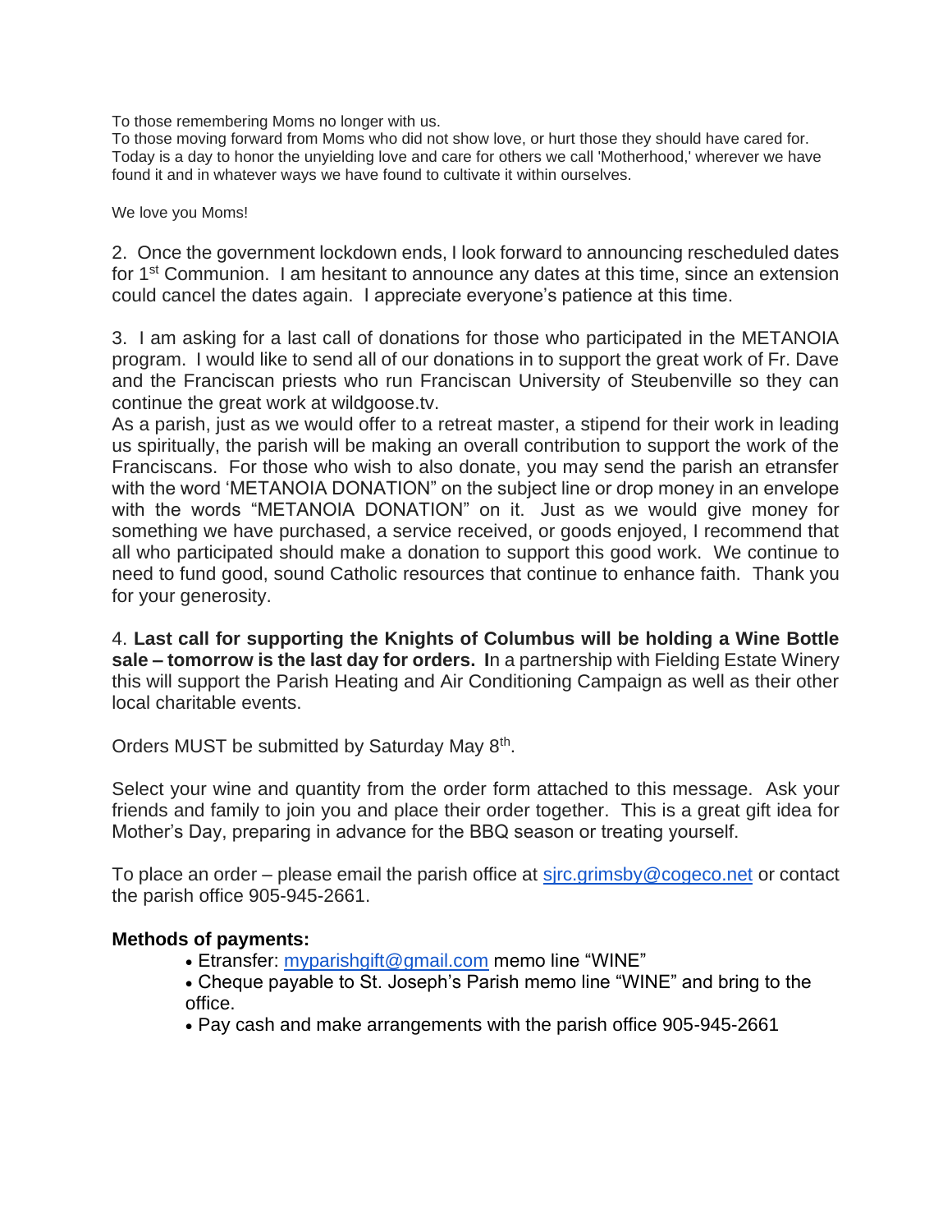To those remembering Moms no longer with us.
To those moving forward from Moms who did not show love, or hurt those they should have cared for.
Today is a day to honor the unyielding love and care for others we call 'Motherhood,' wherever we have found it and in whatever ways we have found to cultivate it within ourselves.

We love you Moms!

2. Once the government lockdown ends, I look forward to announcing rescheduled dates for 1st Communion. I am hesitant to announce any dates at this time, since an extension could cancel the dates again. I appreciate everyone's patience at this time.

3. I am asking for a last call of donations for those who participated in the METANOIA program. I would like to send all of our donations in to support the great work of Fr. Dave and the Franciscan priests who run Franciscan University of Steubenville so they can continue the great work at wildgoose.tv.
As a parish, just as we would offer to a retreat master, a stipend for their work in leading us spiritually, the parish will be making an overall contribution to support the work of the Franciscans. For those who wish to also donate, you may send the parish an etransfer with the word 'METANOIA DONATION" on the subject line or drop money in an envelope with the words "METANOIA DONATION" on it. Just as we would give money for something we have purchased, a service received, or goods enjoyed, I recommend that all who participated should make a donation to support this good work. We continue to need to fund good, sound Catholic resources that continue to enhance faith. Thank you for your generosity.

4. **Last call for supporting the Knights of Columbus will be holding a Wine Bottle sale – tomorrow is the last day for orders. I**n a partnership with Fielding Estate Winery this will support the Parish Heating and Air Conditioning Campaign as well as their other local charitable events.

Orders MUST be submitted by Saturday May 8th.

Select your wine and quantity from the order form attached to this message. Ask your friends and family to join you and place their order together. This is a great gift idea for Mother's Day, preparing in advance for the BBQ season or treating yourself.

To place an order – please email the parish office at sjrc.grimsby@cogeco.net or contact the parish office 905-945-2661.

**Methods of payments:**

- Etransfer: myparishgift@gmail.com memo line "WINE"
- Cheque payable to St. Joseph's Parish memo line "WINE" and bring to the office.
- Pay cash and make arrangements with the parish office 905-945-2661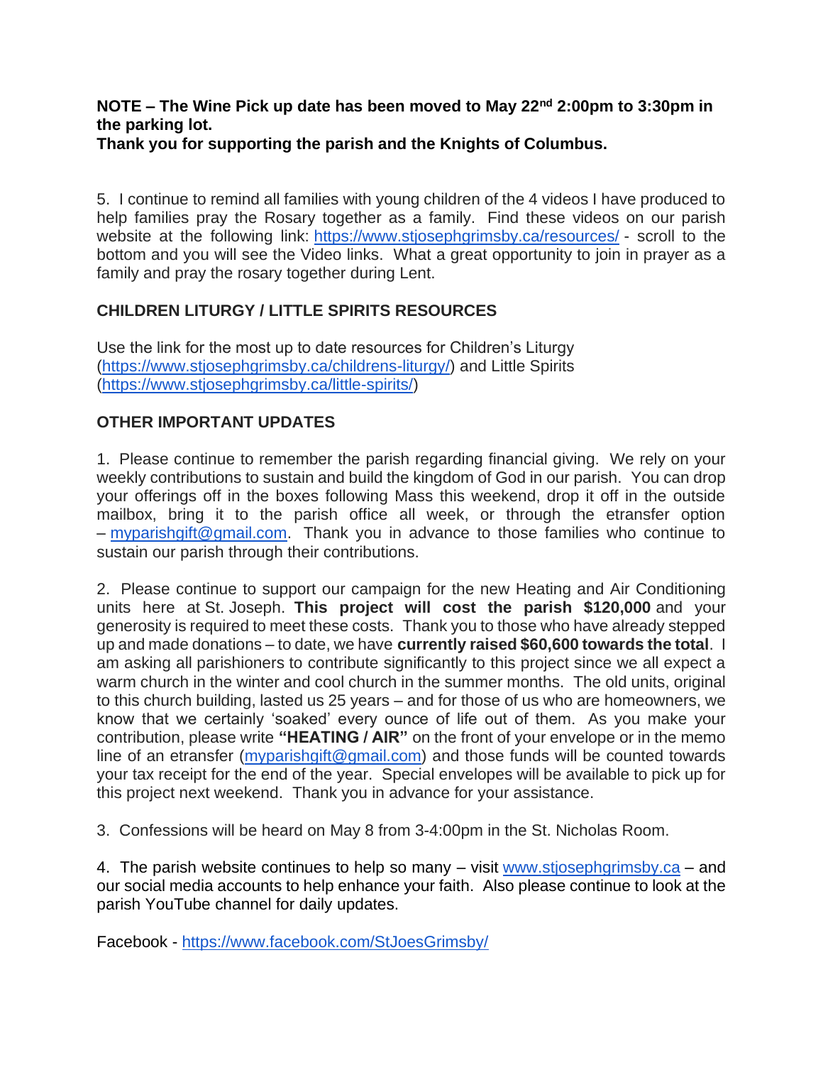**NOTE – The Wine Pick up date has been moved to May 22nd 2:00pm to 3:30pm in the parking lot.**
**Thank you for supporting the parish and the Knights of Columbus.**

5. I continue to remind all families with young children of the 4 videos I have produced to help families pray the Rosary together as a family. Find these videos on our parish website at the following link: https://www.stjosephgrimsby.ca/resources/ - scroll to the bottom and you will see the Video links. What a great opportunity to join in prayer as a family and pray the rosary together during Lent.

**CHILDREN LITURGY / LITTLE SPIRITS RESOURCES**

Use the link for the most up to date resources for Children's Liturgy (https://www.stjosephgrimsby.ca/childrens-liturgy/) and Little Spirits (https://www.stjosephgrimsby.ca/little-spirits/)

**OTHER IMPORTANT UPDATES**

1. Please continue to remember the parish regarding financial giving. We rely on your weekly contributions to sustain and build the kingdom of God in our parish. You can drop your offerings off in the boxes following Mass this weekend, drop it off in the outside mailbox, bring it to the parish office all week, or through the etransfer option – myparishgift@gmail.com. Thank you in advance to those families who continue to sustain our parish through their contributions.

2. Please continue to support our campaign for the new Heating and Air Conditioning units here at St. Joseph. **This project will cost the parish $120,000** and your generosity is required to meet these costs. Thank you to those who have already stepped up and made donations – to date, we have **currently raised $60,600 towards the total**. I am asking all parishioners to contribute significantly to this project since we all expect a warm church in the winter and cool church in the summer months. The old units, original to this church building, lasted us 25 years – and for those of us who are homeowners, we know that we certainly 'soaked' every ounce of life out of them. As you make your contribution, please write **"HEATING / AIR"** on the front of your envelope or in the memo line of an etransfer (myparishgift@gmail.com) and those funds will be counted towards your tax receipt for the end of the year. Special envelopes will be available to pick up for this project next weekend. Thank you in advance for your assistance.

3. Confessions will be heard on May 8 from 3-4:00pm in the St. Nicholas Room.

4. The parish website continues to help so many – visit www.stjosephgrimsby.ca – and our social media accounts to help enhance your faith. Also please continue to look at the parish YouTube channel for daily updates.

Facebook - https://www.facebook.com/StJoesGrimsby/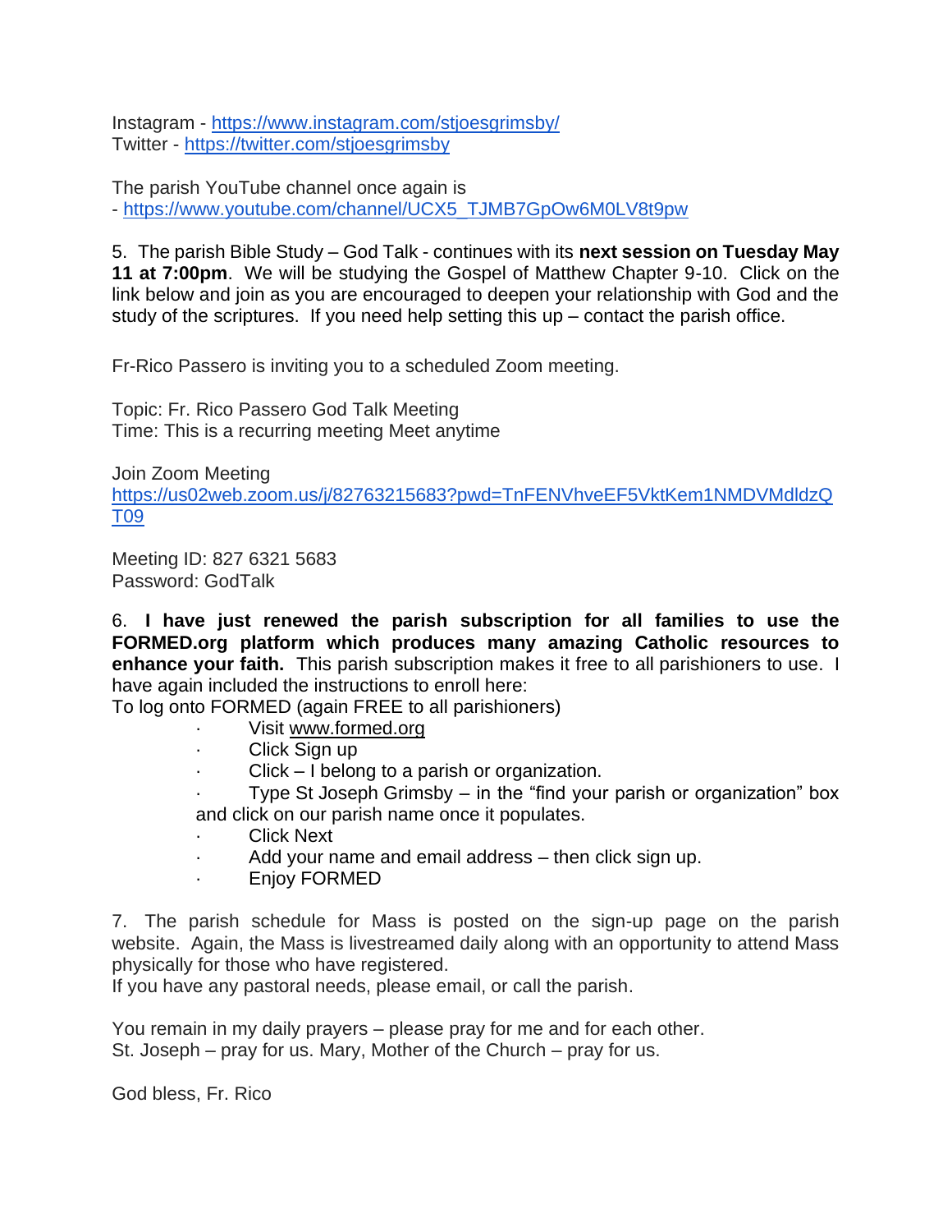Instagram - https://www.instagram.com/stjoesgrimsby/
Twitter - https://twitter.com/stjoesgrimsby

The parish YouTube channel once again is
- https://www.youtube.com/channel/UCX5_TJMB7GpOw6M0LV8t9pw

5. The parish Bible Study – God Talk - continues with its **next session on Tuesday May 11 at 7:00pm**. We will be studying the Gospel of Matthew Chapter 9-10. Click on the link below and join as you are encouraged to deepen your relationship with God and the study of the scriptures. If you need help setting this up – contact the parish office.

Fr-Rico Passero is inviting you to a scheduled Zoom meeting.

Topic: Fr. Rico Passero God Talk Meeting
Time: This is a recurring meeting Meet anytime

Join Zoom Meeting
https://us02web.zoom.us/j/82763215683?pwd=TnFENVhveEF5VktKem1NMDVMdldzQT09

Meeting ID: 827 6321 5683
Password: GodTalk

6. **I have just renewed the parish subscription for all families to use the FORMED.org platform which produces many amazing Catholic resources to enhance your faith.** This parish subscription makes it free to all parishioners to use. I have again included the instructions to enroll here:
To log onto FORMED (again FREE to all parishioners)

- Visit www.formed.org
- Click Sign up
- Click – I belong to a parish or organization.
- Type St Joseph Grimsby – in the "find your parish or organization" box and click on our parish name once it populates.
- Click Next
- Add your name and email address – then click sign up.
- Enjoy FORMED

7. The parish schedule for Mass is posted on the sign-up page on the parish website. Again, the Mass is livestreamed daily along with an opportunity to attend Mass physically for those who have registered.
If you have any pastoral needs, please email, or call the parish.

You remain in my daily prayers – please pray for me and for each other.
St. Joseph – pray for us. Mary, Mother of the Church – pray for us.

God bless, Fr. Rico